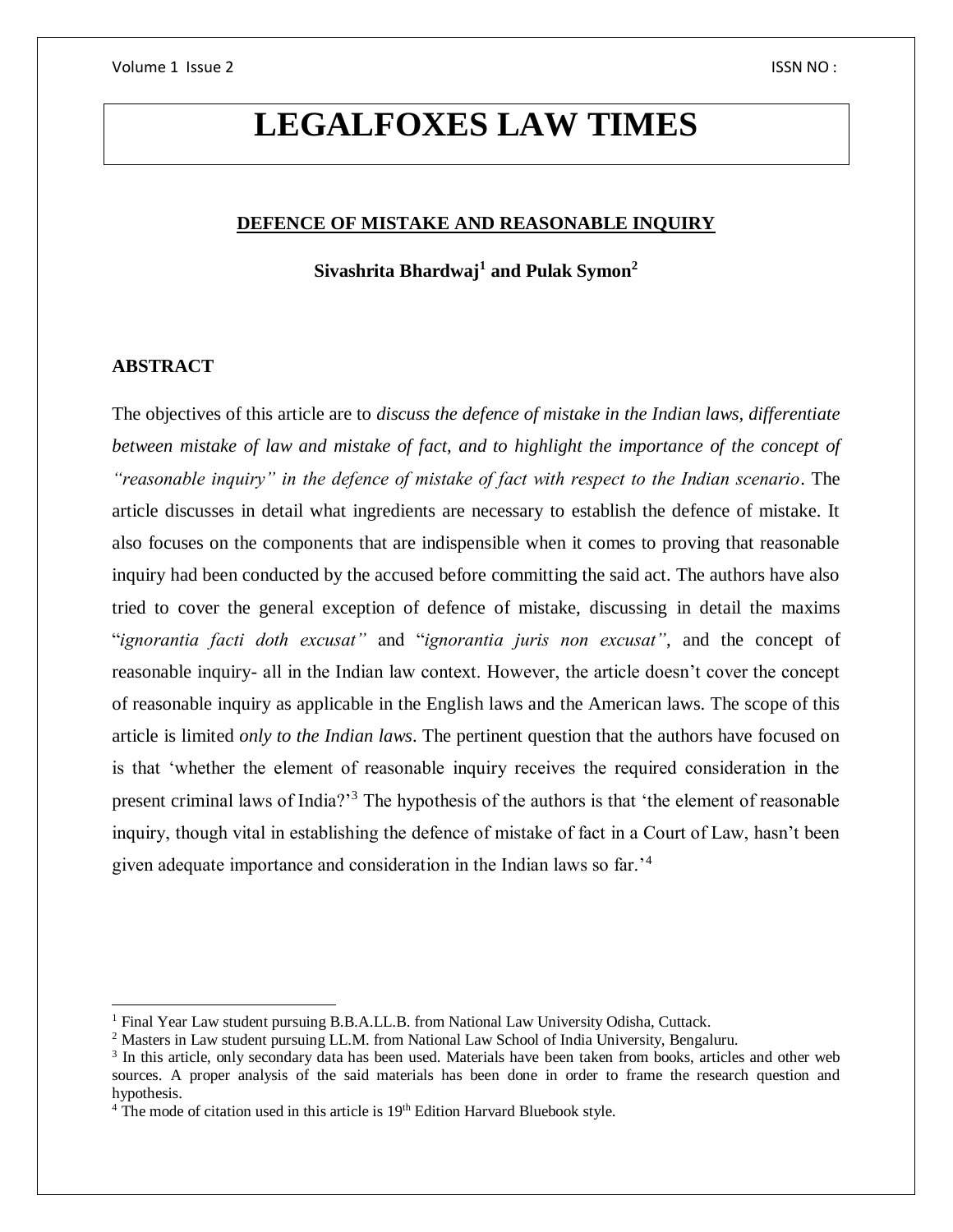# LEGALFOXES LAW TIMES

## DEFENCE OF MISTAKE AND REASONABLE INQUIRY

**Sivashrita Bhardwaj[1] and Pulak Symon[2]**

### ABSTRACT

The objectives of this article are to *discuss the defence of mistake in the Indian laws, differentiate between mistake of law and mistake of fact, and to highlight the importance of the concept of "reasonable inquiry" in the defence of mistake of fact with respect to the Indian scenario*. The article discusses in detail what ingredients are necessary to establish the defence of mistake. It also focuses on the components that are indispensible when it comes to proving that reasonable inquiry had been conducted by the accused before committing the said act. The authors have also tried to cover the general exception of defence of mistake, discussing in detail the maxims "*ignorantia facti doth excusat"* and "*ignorantia juris non excusat"*, and the concept of reasonable inquiry- all in the Indian law context. However, the article doesn't cover the concept of reasonable inquiry as applicable in the English laws and the American laws. The scope of this article is limited *only to the Indian laws*. The pertinent question that the authors have focused on is that 'whether the element of reasonable inquiry receives the required consideration in the present criminal laws of India?'[3] The hypothesis of the authors is that 'the element of reasonable inquiry, though vital in establishing the defence of mistake of fact in a Court of Law, hasn't been given adequate importance and consideration in the Indian laws so far.'[4]

---

[1] Final Year Law student pursuing B.B.A.LL.B. from National Law University Odisha, Cuttack.

[2] Masters in Law student pursuing LL.M. from National Law School of India University, Bengaluru.

[3] In this article, only secondary data has been used. Materials have been taken from books, articles and other web sources. A proper analysis of the said materials has been done in order to frame the research question and hypothesis.

[4] The mode of citation used in this article is 19th Edition Harvard Bluebook style.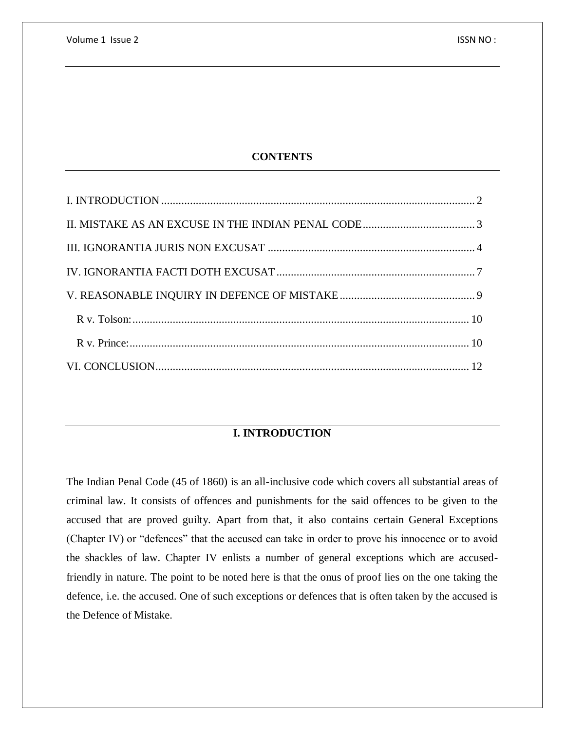## CONTENTS

I. INTRODUCTION ............................................................................................................ 2

II. MISTAKE AS AN EXCUSE IN THE INDIAN PENAL CODE ....................................... 3

III. IGNORANTIA JURIS NON EXCUSAT ........................................................................ 4

IV. IGNORANTIA FACTI DOTH EXCUSAT ..................................................................... 7

V. REASONABLE INQUIRY IN DEFENCE OF MISTAKE ............................................... 9

R v. Tolson: .................................................................................................................... 10

R v. Prince: ..................................................................................................................... 10

VI. CONCLUSION ............................................................................................................ 12

## I. INTRODUCTION

The Indian Penal Code (45 of 1860) is an all-inclusive code which covers all substantial areas of criminal law. It consists of offences and punishments for the said offences to be given to the accused that are proved guilty. Apart from that, it also contains certain General Exceptions (Chapter IV) or "defences" that the accused can take in order to prove his innocence or to avoid the shackles of law. Chapter IV enlists a number of general exceptions which are accused-friendly in nature. The point to be noted here is that the onus of proof lies on the one taking the defence, i.e. the accused. One of such exceptions or defences that is often taken by the accused is the Defence of Mistake.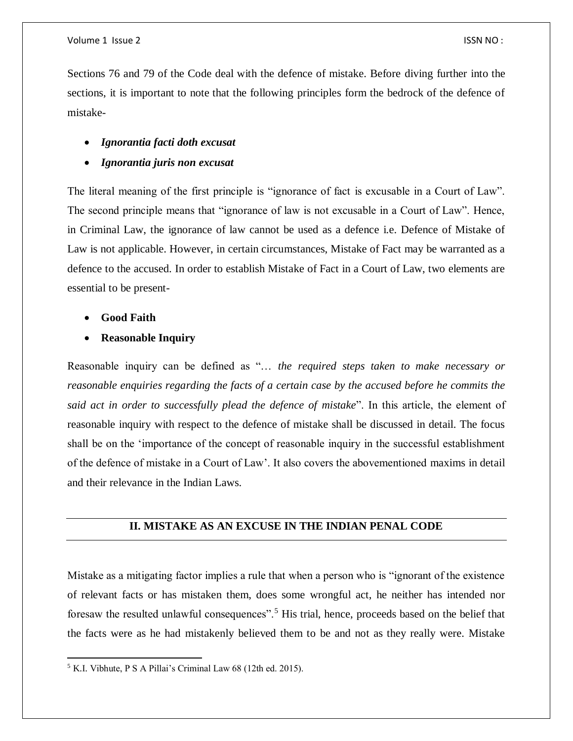Sections 76 and 79 of the Code deal with the defence of mistake. Before diving further into the sections, it is important to note that the following principles form the bedrock of the defence of mistake-

- ***Ignorantia facti doth excusat***
- ***Ignorantia juris non excusat***

The literal meaning of the first principle is "ignorance of fact is excusable in a Court of Law". The second principle means that "ignorance of law is not excusable in a Court of Law". Hence, in Criminal Law, the ignorance of law cannot be used as a defence i.e. Defence of Mistake of Law is not applicable. However, in certain circumstances, Mistake of Fact may be warranted as a defence to the accused. In order to establish Mistake of Fact in a Court of Law, two elements are essential to be present-

- **Good Faith**
- **Reasonable Inquiry**

Reasonable inquiry can be defined as "… *the required steps taken to make necessary or reasonable enquiries regarding the facts of a certain case by the accused before he commits the said act in order to successfully plead the defence of mistake*". In this article, the element of reasonable inquiry with respect to the defence of mistake shall be discussed in detail. The focus shall be on the 'importance of the concept of reasonable inquiry in the successful establishment of the defence of mistake in a Court of Law'. It also covers the abovementioned maxims in detail and their relevance in the Indian Laws.

## II. MISTAKE AS AN EXCUSE IN THE INDIAN PENAL CODE

Mistake as a mitigating factor implies a rule that when a person who is "ignorant of the existence of relevant facts or has mistaken them, does some wrongful act, he neither has intended nor foresaw the resulted unlawful consequences".[5] His trial, hence, proceeds based on the belief that the facts were as he had mistakenly believed them to be and not as they really were. Mistake

[5] K.I. Vibhute, P S A Pillai's Criminal Law 68 (12th ed. 2015).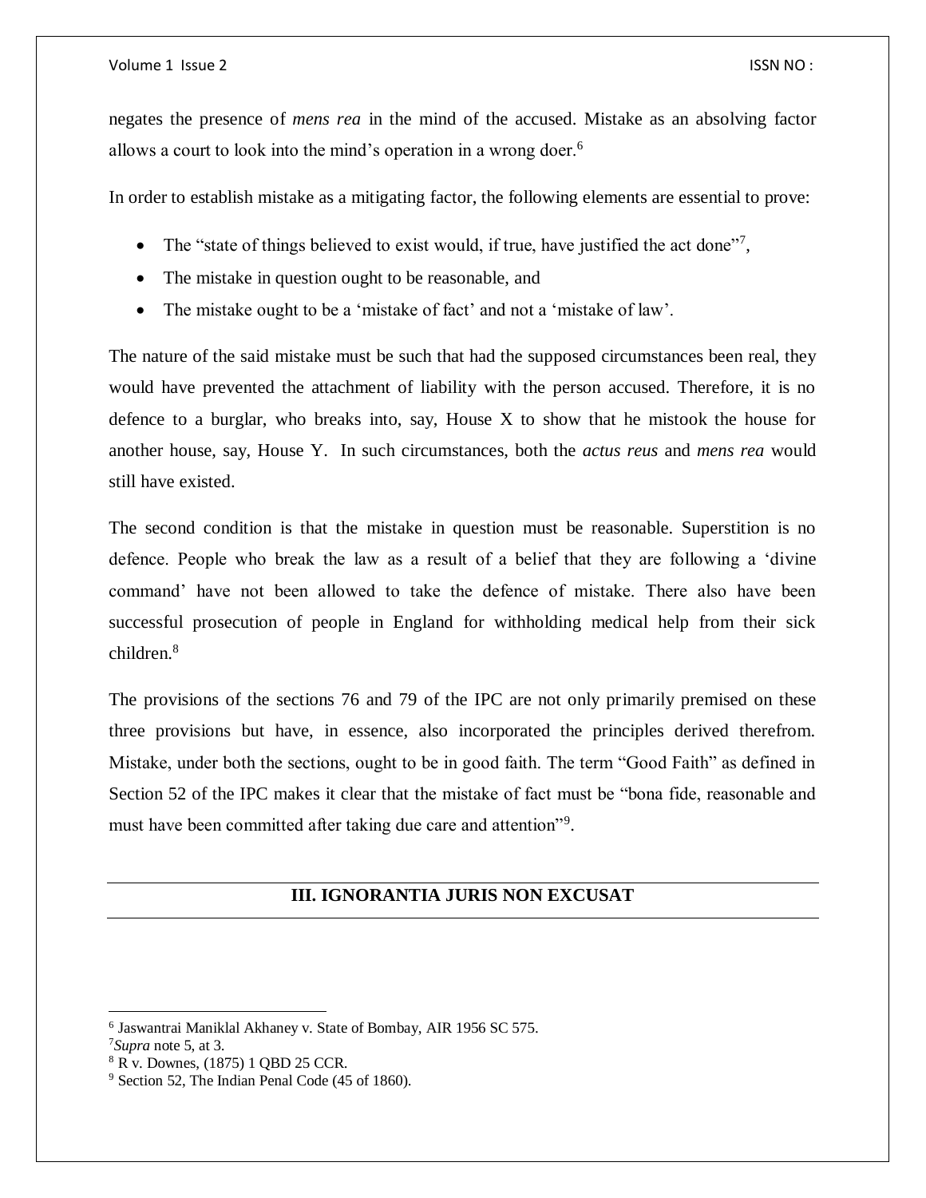negates the presence of *mens rea* in the mind of the accused. Mistake as an absolving factor allows a court to look into the mind's operation in a wrong doer.[6]

In order to establish mistake as a mitigating factor, the following elements are essential to prove:

- The "state of things believed to exist would, if true, have justified the act done"[7],
- The mistake in question ought to be reasonable, and
- The mistake ought to be a 'mistake of fact' and not a 'mistake of law'.

The nature of the said mistake must be such that had the supposed circumstances been real, they would have prevented the attachment of liability with the person accused. Therefore, it is no defence to a burglar, who breaks into, say, House X to show that he mistook the house for another house, say, House Y. In such circumstances, both the *actus reus* and *mens rea* would still have existed.

The second condition is that the mistake in question must be reasonable. Superstition is no defence. People who break the law as a result of a belief that they are following a 'divine command' have not been allowed to take the defence of mistake. There also have been successful prosecution of people in England for withholding medical help from their sick children.[8]

The provisions of the sections 76 and 79 of the IPC are not only primarily premised on these three provisions but have, in essence, also incorporated the principles derived therefrom. Mistake, under both the sections, ought to be in good faith. The term "Good Faith" as defined in Section 52 of the IPC makes it clear that the mistake of fact must be "bona fide, reasonable and must have been committed after taking due care and attention"[9].

## III. IGNORANTIA JURIS NON EXCUSAT

---

[6] Jaswantrai Maniklal Akhaney v. State of Bombay, AIR 1956 SC 575.

[7] *Supra* note 5, at 3.

[8] R v. Downes, (1875) 1 QBD 25 CCR.

[9] Section 52, The Indian Penal Code (45 of 1860).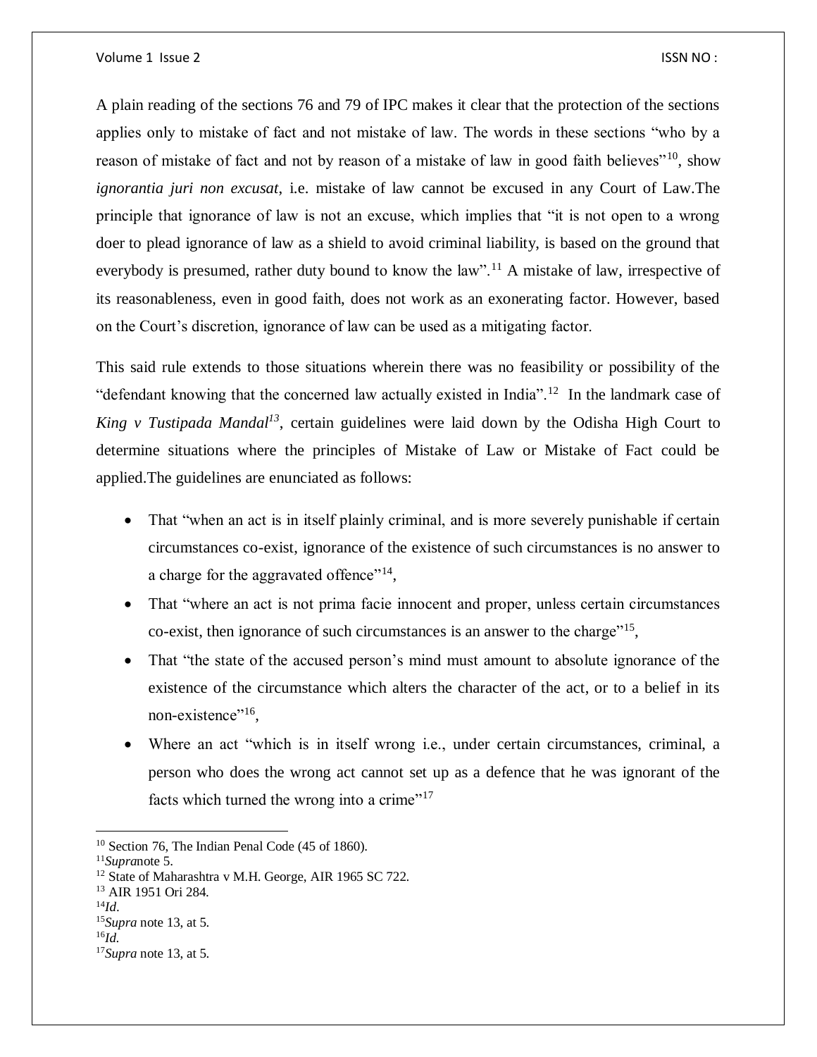A plain reading of the sections 76 and 79 of IPC makes it clear that the protection of the sections applies only to mistake of fact and not mistake of law. The words in these sections "who by a reason of mistake of fact and not by reason of a mistake of law in good faith believes"[10], show *ignorantia juri non excusat*, i.e. mistake of law cannot be excused in any Court of Law.The principle that ignorance of law is not an excuse, which implies that "it is not open to a wrong doer to plead ignorance of law as a shield to avoid criminal liability, is based on the ground that everybody is presumed, rather duty bound to know the law".[11] A mistake of law, irrespective of its reasonableness, even in good faith, does not work as an exonerating factor. However, based on the Court's discretion, ignorance of law can be used as a mitigating factor.

This said rule extends to those situations wherein there was no feasibility or possibility of the "defendant knowing that the concerned law actually existed in India".[12] In the landmark case of *King v Tustipada Mandal*[13], certain guidelines were laid down by the Odisha High Court to determine situations where the principles of Mistake of Law or Mistake of Fact could be applied.The guidelines are enunciated as follows:

- That "when an act is in itself plainly criminal, and is more severely punishable if certain circumstances co-exist, ignorance of the existence of such circumstances is no answer to a charge for the aggravated offence"[14],
- That "where an act is not prima facie innocent and proper, unless certain circumstances co-exist, then ignorance of such circumstances is an answer to the charge"[15],
- That "the state of the accused person's mind must amount to absolute ignorance of the existence of the circumstance which alters the character of the act, or to a belief in its non-existence"[16],
- Where an act "which is in itself wrong i.e., under certain circumstances, criminal, a person who does the wrong act cannot set up as a defence that he was ignorant of the facts which turned the wrong into a crime"[17]

---

[10] Section 76, The Indian Penal Code (45 of 1860).
[11] *Supra*note 5.
[12] State of Maharashtra v M.H. George, AIR 1965 SC 722.
[13] AIR 1951 Ori 284.
[14] *Id.*
[15] *Supra* note 13, at 5.
[16] *Id.*
[17] *Supra* note 13, at 5.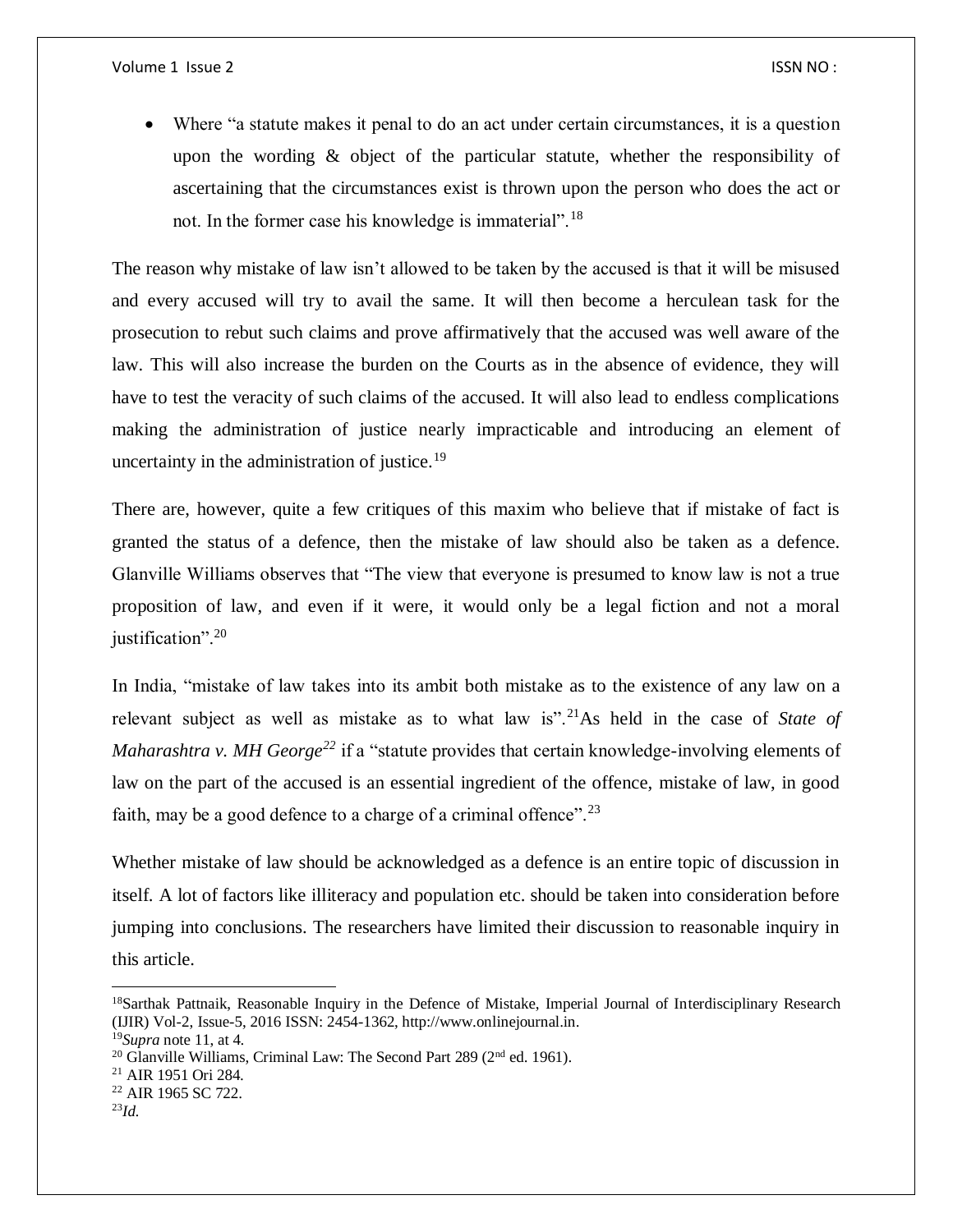- Where "a statute makes it penal to do an act under certain circumstances, it is a question upon the wording & object of the particular statute, whether the responsibility of ascertaining that the circumstances exist is thrown upon the person who does the act or not. In the former case his knowledge is immaterial".[18]

The reason why mistake of law isn't allowed to be taken by the accused is that it will be misused and every accused will try to avail the same. It will then become a herculean task for the prosecution to rebut such claims and prove affirmatively that the accused was well aware of the law. This will also increase the burden on the Courts as in the absence of evidence, they will have to test the veracity of such claims of the accused. It will also lead to endless complications making the administration of justice nearly impracticable and introducing an element of uncertainty in the administration of justice.[19]

There are, however, quite a few critiques of this maxim who believe that if mistake of fact is granted the status of a defence, then the mistake of law should also be taken as a defence. Glanville Williams observes that "The view that everyone is presumed to know law is not a true proposition of law, and even if it were, it would only be a legal fiction and not a moral justification".[20]

In India, "mistake of law takes into its ambit both mistake as to the existence of any law on a relevant subject as well as mistake as to what law is".[21] As held in the case of *State of Maharashtra v. MH George*[22] if a "statute provides that certain knowledge-involving elements of law on the part of the accused is an essential ingredient of the offence, mistake of law, in good faith, may be a good defence to a charge of a criminal offence".[23]

Whether mistake of law should be acknowledged as a defence is an entire topic of discussion in itself. A lot of factors like illiteracy and population etc. should be taken into consideration before jumping into conclusions. The researchers have limited their discussion to reasonable inquiry in this article.

---

[18] Sarthak Pattnaik, Reasonable Inquiry in the Defence of Mistake, Imperial Journal of Interdisciplinary Research (IJIR) Vol-2, Issue-5, 2016 ISSN: 2454-1362, http://www.onlinejournal.in.

[19] *Supra* note 11, at 4.

[20] Glanville Williams, Criminal Law: The Second Part 289 (2nd ed. 1961).

[21] AIR 1951 Ori 284.

[22] AIR 1965 SC 722.

[23] *Id.*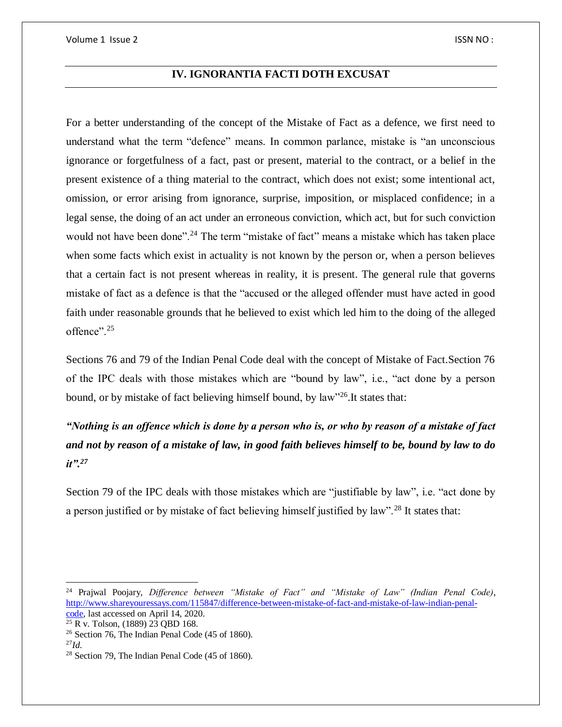## IV. IGNORANTIA FACTI DOTH EXCUSAT

For a better understanding of the concept of the Mistake of Fact as a defence, we first need to understand what the term "defence" means. In common parlance, mistake is "an unconscious ignorance or forgetfulness of a fact, past or present, material to the contract, or a belief in the present existence of a thing material to the contract, which does not exist; some intentional act, omission, or error arising from ignorance, surprise, imposition, or misplaced confidence; in a legal sense, the doing of an act under an erroneous conviction, which act, but for such conviction would not have been done".[24] The term "mistake of fact" means a mistake which has taken place when some facts which exist in actuality is not known by the person or, when a person believes that a certain fact is not present whereas in reality, it is present. The general rule that governs mistake of fact as a defence is that the "accused or the alleged offender must have acted in good faith under reasonable grounds that he believed to exist which led him to the doing of the alleged offence".[25]

Sections 76 and 79 of the Indian Penal Code deal with the concept of Mistake of Fact.Section 76 of the IPC deals with those mistakes which are "bound by law", i.e., "act done by a person bound, or by mistake of fact believing himself bound, by law"[26].It states that:

***"Nothing is an offence which is done by a person who is, or who by reason of a mistake of fact and not by reason of a mistake of law, in good faith believes himself to be, bound by law to do it".[27]***

Section 79 of the IPC deals with those mistakes which are "justifiable by law", i.e. "act done by a person justified or by mistake of fact believing himself justified by law".[28] It states that:

---

[24] Prajwal Poojary, *Difference between "Mistake of Fact" and "Mistake of Law" (Indian Penal Code)*, http://www.shareyouressays.com/115847/difference-between-mistake-of-fact-and-mistake-of-law-indian-penal-code, last accessed on April 14, 2020.

[25] R v. Tolson, (1889) 23 QBD 168.

[26] Section 76, The Indian Penal Code (45 of 1860).

[27] *Id.*

[28] Section 79, The Indian Penal Code (45 of 1860).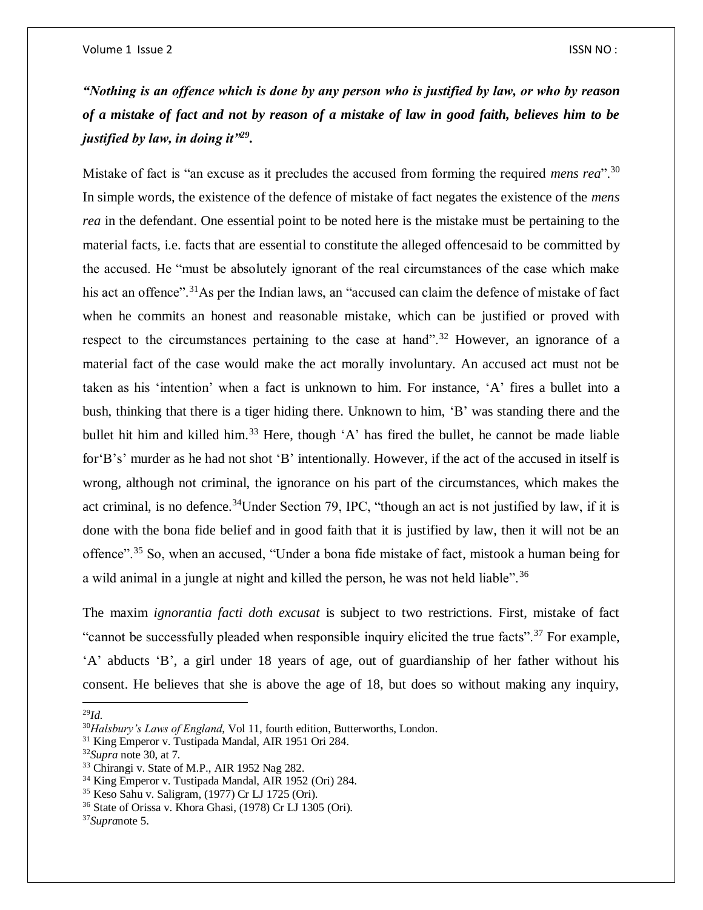***"Nothing is an offence which is done by any person who is justified by law, or who by reason of a mistake of fact and not by reason of a mistake of law in good faith, believes him to be justified by law, in doing it"[29].***

Mistake of fact is "an excuse as it precludes the accused from forming the required *mens rea*".[30] In simple words, the existence of the defence of mistake of fact negates the existence of the *mens rea* in the defendant. One essential point to be noted here is the mistake must be pertaining to the material facts, i.e. facts that are essential to constitute the alleged offencesaid to be committed by the accused. He "must be absolutely ignorant of the real circumstances of the case which make his act an offence".[31]As per the Indian laws, an "accused can claim the defence of mistake of fact when he commits an honest and reasonable mistake, which can be justified or proved with respect to the circumstances pertaining to the case at hand".[32] However, an ignorance of a material fact of the case would make the act morally involuntary. An accused act must not be taken as his 'intention' when a fact is unknown to him. For instance, 'A' fires a bullet into a bush, thinking that there is a tiger hiding there. Unknown to him, 'B' was standing there and the bullet hit him and killed him.[33] Here, though 'A' has fired the bullet, he cannot be made liable for'B's' murder as he had not shot 'B' intentionally. However, if the act of the accused in itself is wrong, although not criminal, the ignorance on his part of the circumstances, which makes the act criminal, is no defence.[34]Under Section 79, IPC, "though an act is not justified by law, if it is done with the bona fide belief and in good faith that it is justified by law, then it will not be an offence".[35] So, when an accused, "Under a bona fide mistake of fact, mistook a human being for a wild animal in a jungle at night and killed the person, he was not held liable".[36]

The maxim *ignorantia facti doth excusat* is subject to two restrictions. First, mistake of fact "cannot be successfully pleaded when responsible inquiry elicited the true facts".[37] For example, 'A' abducts 'B', a girl under 18 years of age, out of guardianship of her father without his consent. He believes that she is above the age of 18, but does so without making any inquiry,

---

[29]*Id.*

[30]*Halsbury's Laws of England*, Vol 11, fourth edition, Butterworths, London.

[31] King Emperor v. Tustipada Mandal, AIR 1951 Ori 284.

[32]*Supra* note 30, at 7.

[33] Chirangi v. State of M.P., AIR 1952 Nag 282.

[34] King Emperor v. Tustipada Mandal, AIR 1952 (Ori) 284.

[35] Keso Sahu v. Saligram, (1977) Cr LJ 1725 (Ori).

[36] State of Orissa v. Khora Ghasi, (1978) Cr LJ 1305 (Ori).

[37]*Supra*note 5.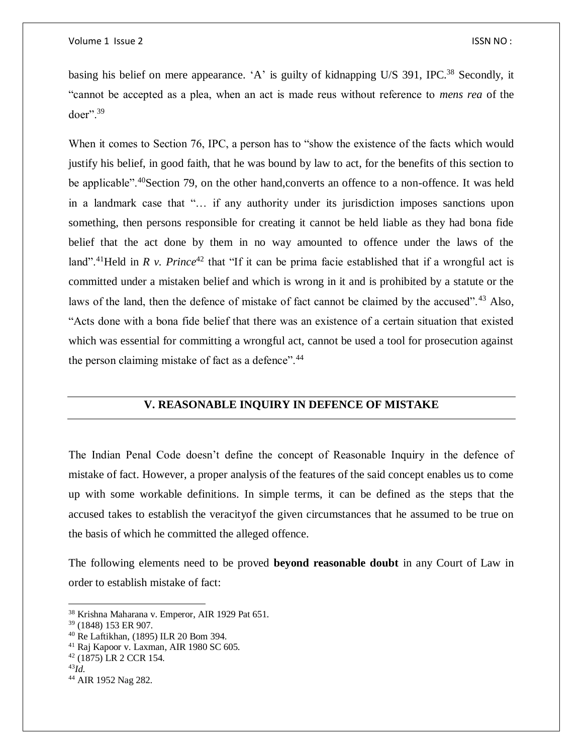basing his belief on mere appearance. 'A' is guilty of kidnapping U/S 391, IPC.[38] Secondly, it "cannot be accepted as a plea, when an act is made reus without reference to *mens rea* of the doer".[39]

When it comes to Section 76, IPC, a person has to "show the existence of the facts which would justify his belief, in good faith, that he was bound by law to act, for the benefits of this section to be applicable".[40]Section 79, on the other hand,converts an offence to a non-offence. It was held in a landmark case that "… if any authority under its jurisdiction imposes sanctions upon something, then persons responsible for creating it cannot be held liable as they had bona fide belief that the act done by them in no way amounted to offence under the laws of the land".[41]Held in *R v. Prince*[42] that "If it can be prima facie established that if a wrongful act is committed under a mistaken belief and which is wrong in it and is prohibited by a statute or the laws of the land, then the defence of mistake of fact cannot be claimed by the accused".[43] Also, "Acts done with a bona fide belief that there was an existence of a certain situation that existed which was essential for committing a wrongful act, cannot be used a tool for prosecution against the person claiming mistake of fact as a defence".[44]

## V. REASONABLE INQUIRY IN DEFENCE OF MISTAKE

The Indian Penal Code doesn't define the concept of Reasonable Inquiry in the defence of mistake of fact. However, a proper analysis of the features of the said concept enables us to come up with some workable definitions. In simple terms, it can be defined as the steps that the accused takes to establish the veracityof the given circumstances that he assumed to be true on the basis of which he committed the alleged offence.

The following elements need to be proved **beyond reasonable doubt** in any Court of Law in order to establish mistake of fact:

---

[38] Krishna Maharana v. Emperor, AIR 1929 Pat 651.
[39] (1848) 153 ER 907.
[40] Re Laftikhan, (1895) ILR 20 Bom 394.
[41] Raj Kapoor v. Laxman, AIR 1980 SC 605.
[42] (1875) LR 2 CCR 154.
[43] *Id.*
[44] AIR 1952 Nag 282.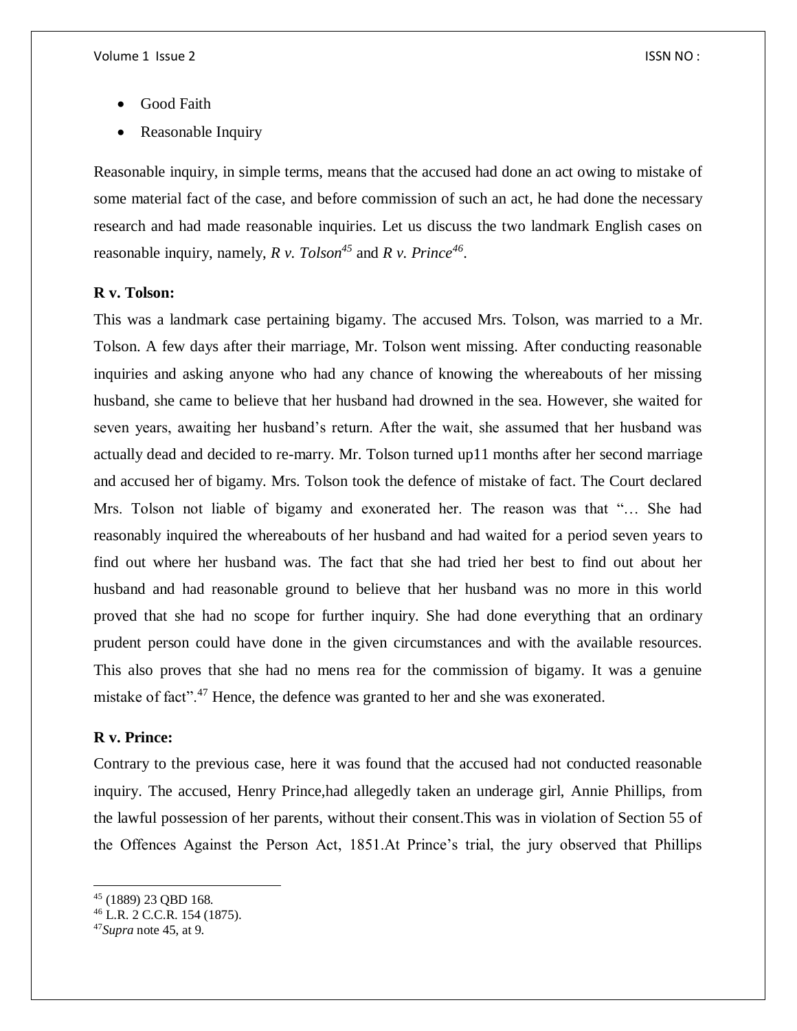- Good Faith
- Reasonable Inquiry

Reasonable inquiry, in simple terms, means that the accused had done an act owing to mistake of some material fact of the case, and before commission of such an act, he had done the necessary research and had made reasonable inquiries. Let us discuss the two landmark English cases on reasonable inquiry, namely, *R v. Tolson*[45] and *R v. Prince*[46].

**R v. Tolson:**

This was a landmark case pertaining bigamy. The accused Mrs. Tolson, was married to a Mr. Tolson. A few days after their marriage, Mr. Tolson went missing. After conducting reasonable inquiries and asking anyone who had any chance of knowing the whereabouts of her missing husband, she came to believe that her husband had drowned in the sea. However, she waited for seven years, awaiting her husband's return. After the wait, she assumed that her husband was actually dead and decided to re-marry. Mr. Tolson turned up11 months after her second marriage and accused her of bigamy. Mrs. Tolson took the defence of mistake of fact. The Court declared Mrs. Tolson not liable of bigamy and exonerated her. The reason was that "… She had reasonably inquired the whereabouts of her husband and had waited for a period seven years to find out where her husband was. The fact that she had tried her best to find out about her husband and had reasonable ground to believe that her husband was no more in this world proved that she had no scope for further inquiry. She had done everything that an ordinary prudent person could have done in the given circumstances and with the available resources. This also proves that she had no mens rea for the commission of bigamy. It was a genuine mistake of fact".[47] Hence, the defence was granted to her and she was exonerated.

**R v. Prince:**

Contrary to the previous case, here it was found that the accused had not conducted reasonable inquiry. The accused, Henry Prince,had allegedly taken an underage girl, Annie Phillips, from the lawful possession of her parents, without their consent.This was in violation of Section 55 of the Offences Against the Person Act, 1851.At Prince's trial, the jury observed that Phillips

---

[45] (1889) 23 QBD 168.

[46] L.R. 2 C.C.R. 154 (1875).

[47] *Supra* note 45, at 9.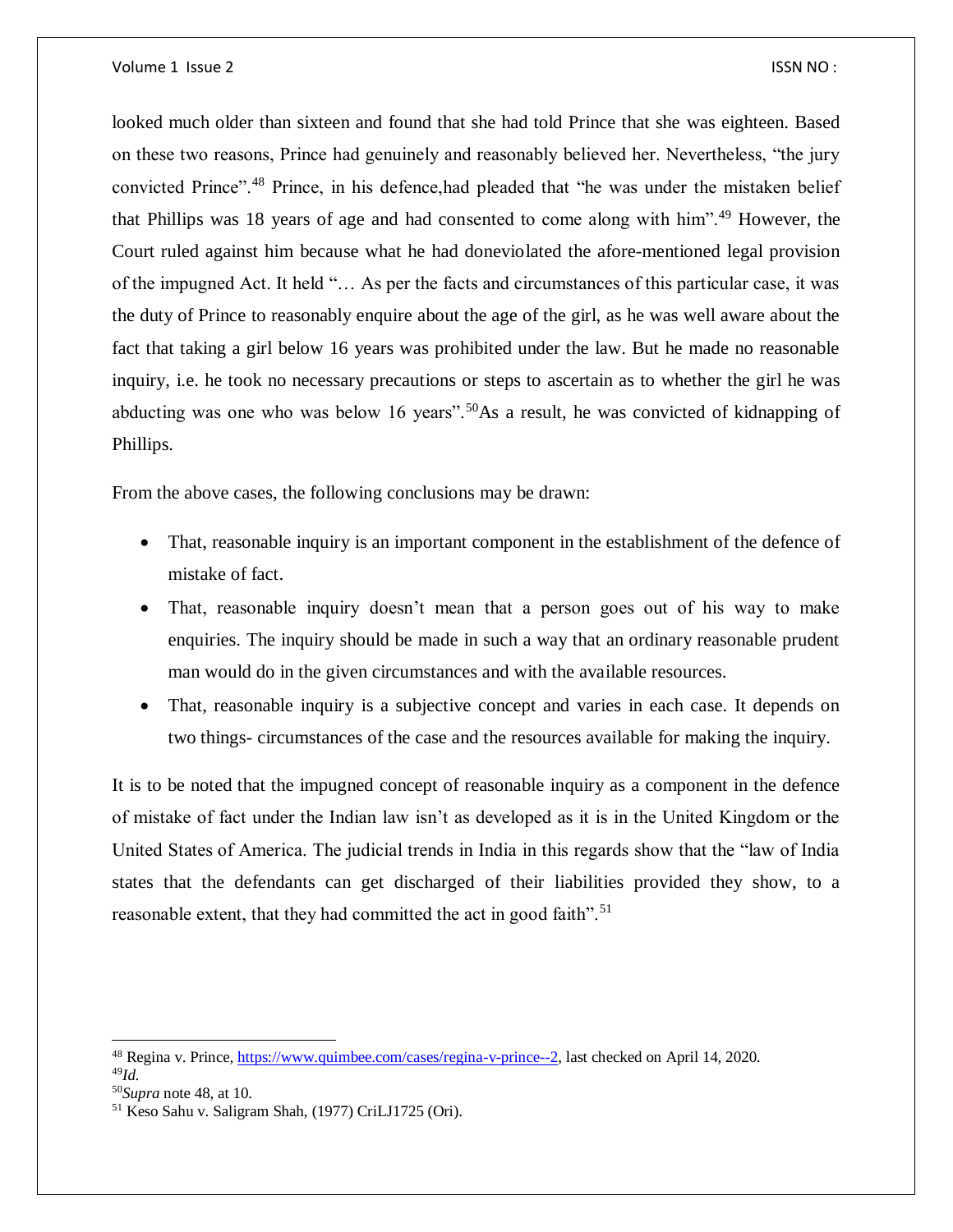looked much older than sixteen and found that she had told Prince that she was eighteen. Based on these two reasons, Prince had genuinely and reasonably believed her. Nevertheless, "the jury convicted Prince".[48] Prince, in his defence,had pleaded that "he was under the mistaken belief that Phillips was 18 years of age and had consented to come along with him".[49] However, the Court ruled against him because what he had doneviolated the afore-mentioned legal provision of the impugned Act. It held "… As per the facts and circumstances of this particular case, it was the duty of Prince to reasonably enquire about the age of the girl, as he was well aware about the fact that taking a girl below 16 years was prohibited under the law. But he made no reasonable inquiry, i.e. he took no necessary precautions or steps to ascertain as to whether the girl he was abducting was one who was below 16 years".[50]As a result, he was convicted of kidnapping of Phillips.

From the above cases, the following conclusions may be drawn:

- That, reasonable inquiry is an important component in the establishment of the defence of mistake of fact.
- That, reasonable inquiry doesn't mean that a person goes out of his way to make enquiries. The inquiry should be made in such a way that an ordinary reasonable prudent man would do in the given circumstances and with the available resources.
- That, reasonable inquiry is a subjective concept and varies in each case. It depends on two things- circumstances of the case and the resources available for making the inquiry.

It is to be noted that the impugned concept of reasonable inquiry as a component in the defence of mistake of fact under the Indian law isn't as developed as it is in the United Kingdom or the United States of America. The judicial trends in India in this regards show that the "law of India states that the defendants can get discharged of their liabilities provided they show, to a reasonable extent, that they had committed the act in good faith".[51]

---

[48] Regina v. Prince, https://www.quimbee.com/cases/regina-v-prince--2, last checked on April 14, 2020.

[49] *Id.*

[50] *Supra* note 48, at 10.

[51] Keso Sahu v. Saligram Shah, (1977) CriLJ1725 (Ori).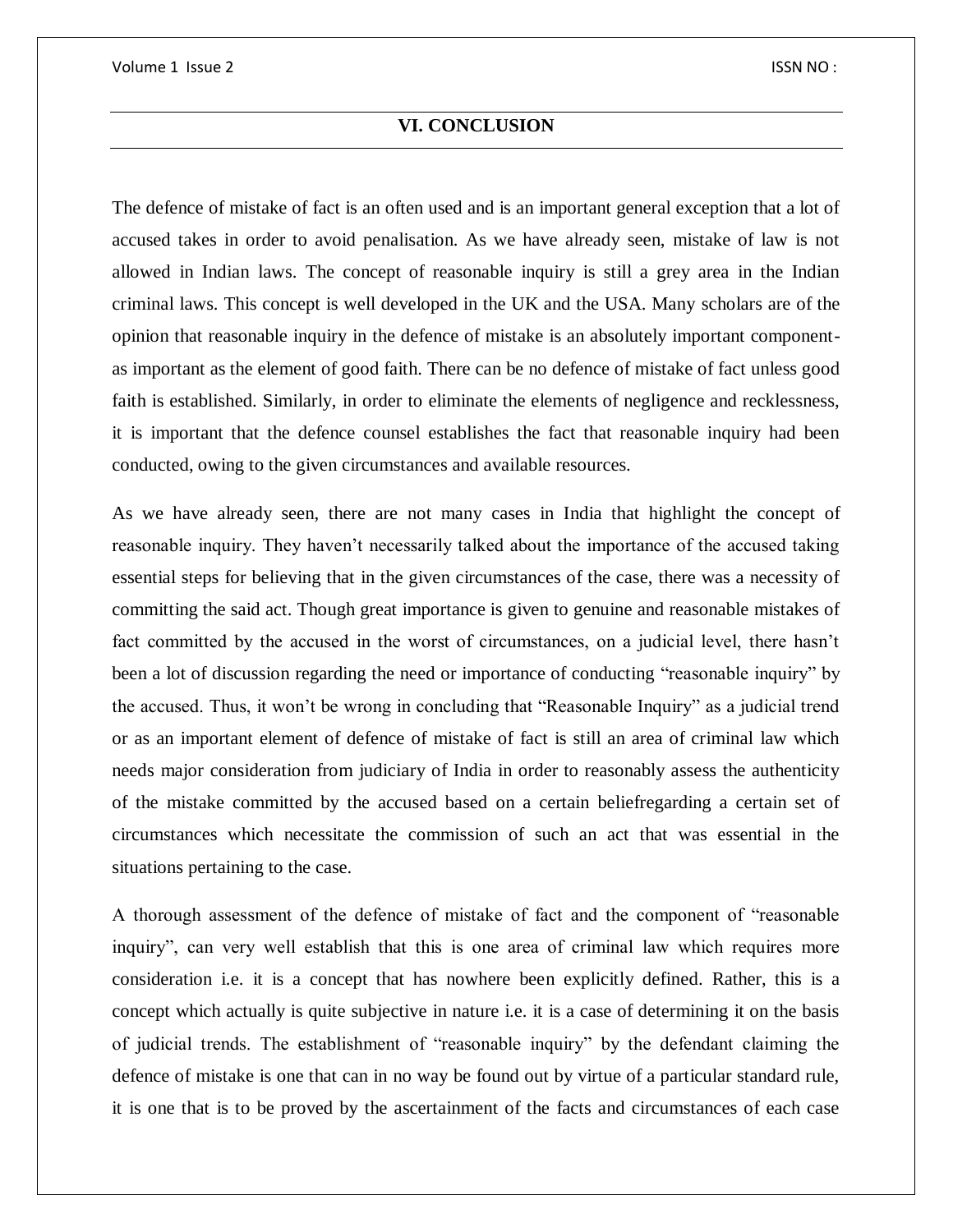## VI. CONCLUSION

The defence of mistake of fact is an often used and is an important general exception that a lot of accused takes in order to avoid penalisation. As we have already seen, mistake of law is not allowed in Indian laws. The concept of reasonable inquiry is still a grey area in the Indian criminal laws. This concept is well developed in the UK and the USA. Many scholars are of the opinion that reasonable inquiry in the defence of mistake is an absolutely important component- as important as the element of good faith. There can be no defence of mistake of fact unless good faith is established. Similarly, in order to eliminate the elements of negligence and recklessness, it is important that the defence counsel establishes the fact that reasonable inquiry had been conducted, owing to the given circumstances and available resources.

As we have already seen, there are not many cases in India that highlight the concept of reasonable inquiry. They haven't necessarily talked about the importance of the accused taking essential steps for believing that in the given circumstances of the case, there was a necessity of committing the said act. Though great importance is given to genuine and reasonable mistakes of fact committed by the accused in the worst of circumstances, on a judicial level, there hasn't been a lot of discussion regarding the need or importance of conducting "reasonable inquiry" by the accused. Thus, it won't be wrong in concluding that "Reasonable Inquiry" as a judicial trend or as an important element of defence of mistake of fact is still an area of criminal law which needs major consideration from judiciary of India in order to reasonably assess the authenticity of the mistake committed by the accused based on a certain beliefregarding a certain set of circumstances which necessitate the commission of such an act that was essential in the situations pertaining to the case.

A thorough assessment of the defence of mistake of fact and the component of "reasonable inquiry", can very well establish that this is one area of criminal law which requires more consideration i.e. it is a concept that has nowhere been explicitly defined. Rather, this is a concept which actually is quite subjective in nature i.e. it is a case of determining it on the basis of judicial trends. The establishment of "reasonable inquiry" by the defendant claiming the defence of mistake is one that can in no way be found out by virtue of a particular standard rule, it is one that is to be proved by the ascertainment of the facts and circumstances of each case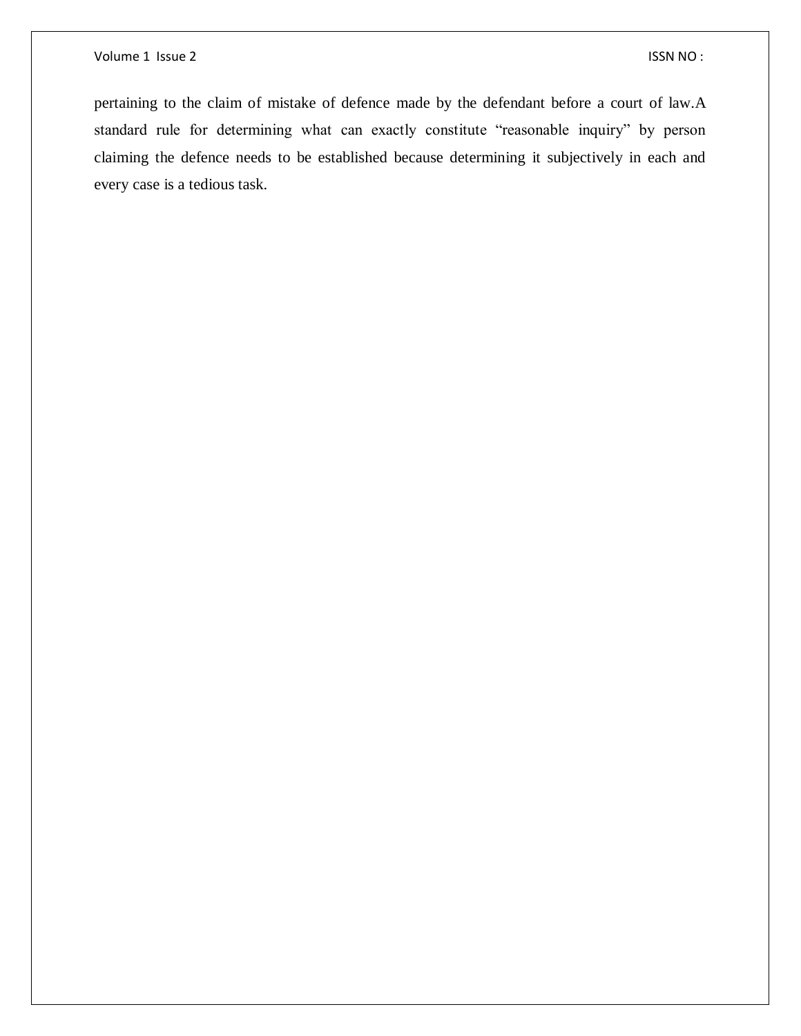pertaining to the claim of mistake of defence made by the defendant before a court of law.A standard rule for determining what can exactly constitute "reasonable inquiry" by person claiming the defence needs to be established because determining it subjectively in each and every case is a tedious task.